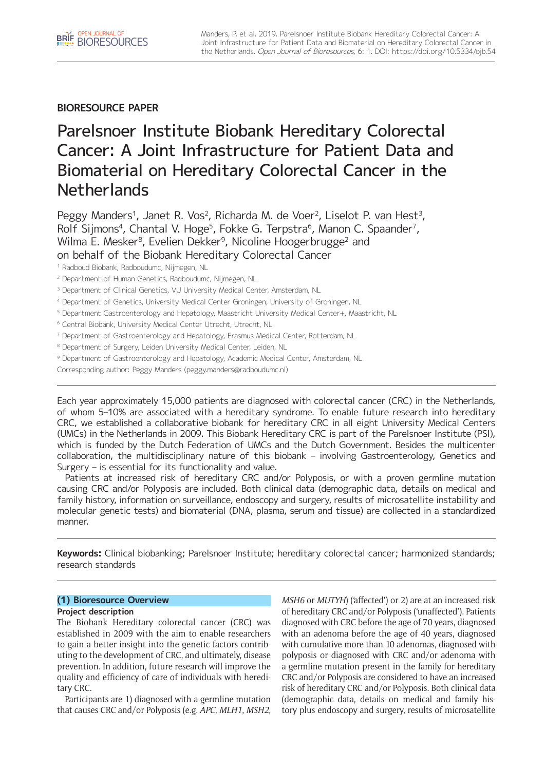BIORESOURCE PAPER

# Parelsnoer Institute Biobank Hereditary Colorectal Cancer: A Joint Infrastructure for Patient Data and Biomaterial on Hereditary Colorectal Cancer in the Netherlands

Peggy Manders[1], Janet R. Vos[2], Richarda M. de Voer[2], Liselot P. van Hest[3], Rolf Sijmons[4], Chantal V. Hoge[5], Fokke G. Terpstra[6], Manon C. Spaander[7], Wilma E. Mesker[8], Evelien Dekker[9], Nicoline Hoogerbrugge[2] and on behalf of the Biobank Hereditary Colorectal Cancer

[1] Radboud Biobank, Radboudumc, Nijmegen, NL

[2] Department of Human Genetics, Radboudumc, Nijmegen, NL

[3] Department of Clinical Genetics, VU University Medical Center, Amsterdam, NL

[4] Department of Genetics, University Medical Center Groningen, University of Groningen, NL

[5] Department Gastroenterology and Hepatology, Maastricht University Medical Center+, Maastricht, NL

[6] Central Biobank, University Medical Center Utrecht, Utrecht, NL

[7] Department of Gastroenterology and Hepatology, Erasmus Medical Center, Rotterdam, NL

[8] Department of Surgery, Leiden University Medical Center, Leiden, NL

[9] Department of Gastroenterology and Hepatology, Academic Medical Center, Amsterdam, NL

Corresponding author: Peggy Manders (peggy.manders@radboudumc.nl)

Each year approximately 15,000 patients are diagnosed with colorectal cancer (CRC) in the Netherlands, of whom 5–10% are associated with a hereditary syndrome. To enable future research into hereditary CRC, we established a collaborative biobank for hereditary CRC in all eight University Medical Centers (UMCs) in the Netherlands in 2009. This Biobank Hereditary CRC is part of the Parelsnoer Institute (PSI), which is funded by the Dutch Federation of UMCs and the Dutch Government. Besides the multicenter collaboration, the multidisciplinary nature of this biobank – involving Gastroenterology, Genetics and Surgery – is essential for its functionality and value.

Patients at increased risk of hereditary CRC and/or Polyposis, or with a proven germline mutation causing CRC and/or Polyposis are included. Both clinical data (demographic data, details on medical and family history, information on surveillance, endoscopy and surgery, results of microsatellite instability and molecular genetic tests) and biomaterial (DNA, plasma, serum and tissue) are collected in a standardized manner.

**Keywords:** Clinical biobanking; Parelsnoer Institute; hereditary colorectal cancer; harmonized standards; research standards

## (1) Bioresource Overview

### Project description

The Biobank Hereditary colorectal cancer (CRC) was established in 2009 with the aim to enable researchers to gain a better insight into the genetic factors contributing to the development of CRC, and ultimately, disease prevention. In addition, future research will improve the quality and efficiency of care of individuals with hereditary CRC.

Participants are 1) diagnosed with a germline mutation that causes CRC and/or Polyposis (e.g. *APC*, *MLH1*, *MSH2*, *MSH6* or *MUTYH*) ('affected') or 2) are at an increased risk of hereditary CRC and/or Polyposis ('unaffected'). Patients diagnosed with CRC before the age of 70 years, diagnosed with an adenoma before the age of 40 years, diagnosed with cumulative more than 10 adenomas, diagnosed with polyposis or diagnosed with CRC and/or adenoma with a germline mutation present in the family for hereditary CRC and/or Polyposis are considered to have an increased risk of hereditary CRC and/or Polyposis. Both clinical data (demographic data, details on medical and family history plus endoscopy and surgery, results of microsatellite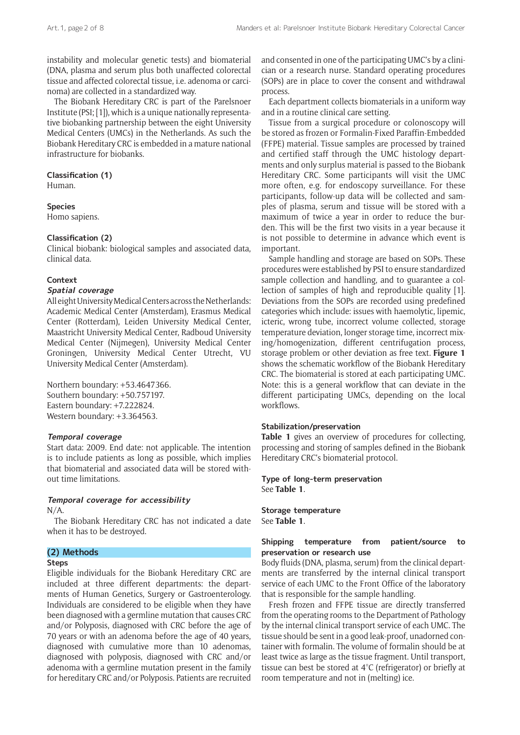instability and molecular genetic tests) and biomaterial (DNA, plasma and serum plus both unaffected colorectal tissue and affected colorectal tissue, i.e. adenoma or carcinoma) are collected in a standardized way.

The Biobank Hereditary CRC is part of the Parelsnoer Institute (PSI; [1]), which is a unique nationally representative biobanking partnership between the eight University Medical Centers (UMCs) in the Netherlands. As such the Biobank Hereditary CRC is embedded in a mature national infrastructure for biobanks.

**Classification (1)**
Human.

**Species**
Homo sapiens.

**Classification (2)**
Clinical biobank: biological samples and associated data, clinical data.

**Context**

***Spatial coverage***

All eight University Medical Centers across the Netherlands: Academic Medical Center (Amsterdam), Erasmus Medical Center (Rotterdam), Leiden University Medical Center, Maastricht University Medical Center, Radboud University Medical Center (Nijmegen), University Medical Center Groningen, University Medical Center Utrecht, VU University Medical Center (Amsterdam).

Northern boundary: +53.4647366.
Southern boundary: +50.757197.
Eastern boundary: +7.222824.
Western boundary: +3.364563.

***Temporal coverage***

Start data: 2009. End date: not applicable. The intention is to include patients as long as possible, which implies that biomaterial and associated data will be stored without time limitations.

***Temporal coverage for accessibility***

N/A.

The Biobank Hereditary CRC has not indicated a date when it has to be destroyed.

## (2) Methods

**Steps**

Eligible individuals for the Biobank Hereditary CRC are included at three different departments: the departments of Human Genetics, Surgery or Gastroenterology. Individuals are considered to be eligible when they have been diagnosed with a germline mutation that causes CRC and/or Polyposis, diagnosed with CRC before the age of 70 years or with an adenoma before the age of 40 years, diagnosed with cumulative more than 10 adenomas, diagnosed with polyposis, diagnosed with CRC and/or adenoma with a germline mutation present in the family for hereditary CRC and/or Polyposis. Patients are recruited and consented in one of the participating UMC's by a clinician or a research nurse. Standard operating procedures (SOPs) are in place to cover the consent and withdrawal process.

Each department collects biomaterials in a uniform way and in a routine clinical care setting.

Tissue from a surgical procedure or colonoscopy will be stored as frozen or Formalin-Fixed Paraffin-Embedded (FFPE) material. Tissue samples are processed by trained and certified staff through the UMC histology departments and only surplus material is passed to the Biobank Hereditary CRC. Some participants will visit the UMC more often, e.g. for endoscopy surveillance. For these participants, follow-up data will be collected and samples of plasma, serum and tissue will be stored with a maximum of twice a year in order to reduce the burden. This will be the first two visits in a year because it is not possible to determine in advance which event is important.

Sample handling and storage are based on SOPs. These procedures were established by PSI to ensure standardized sample collection and handling, and to guarantee a collection of samples of high and reproducible quality [1]. Deviations from the SOPs are recorded using predefined categories which include: issues with haemolytic, lipemic, icteric, wrong tube, incorrect volume collected, storage temperature deviation, longer storage time, incorrect mixing/homogenization, different centrifugation process, storage problem or other deviation as free text. **Figure 1** shows the schematic workflow of the Biobank Hereditary CRC. The biomaterial is stored at each participating UMC. Note: this is a general workflow that can deviate in the different participating UMCs, depending on the local workflows.

**Stabilization/preservation**

**Table 1** gives an overview of procedures for collecting, processing and storing of samples defined in the Biobank Hereditary CRC's biomaterial protocol.

**Type of long-term preservation**
See **Table 1**.

**Storage temperature**
See **Table 1**.

**Shipping temperature from patient/source to preservation or research use**

Body fluids (DNA, plasma, serum) from the clinical departments are transferred by the internal clinical transport service of each UMC to the Front Office of the laboratory that is responsible for the sample handling.

Fresh frozen and FFPE tissue are directly transferred from the operating rooms to the Department of Pathology by the internal clinical transport service of each UMC. The tissue should be sent in a good leak-proof, unadorned container with formalin. The volume of formalin should be at least twice as large as the tissue fragment. Until transport, tissue can best be stored at 4°C (refrigerator) or briefly at room temperature and not in (melting) ice.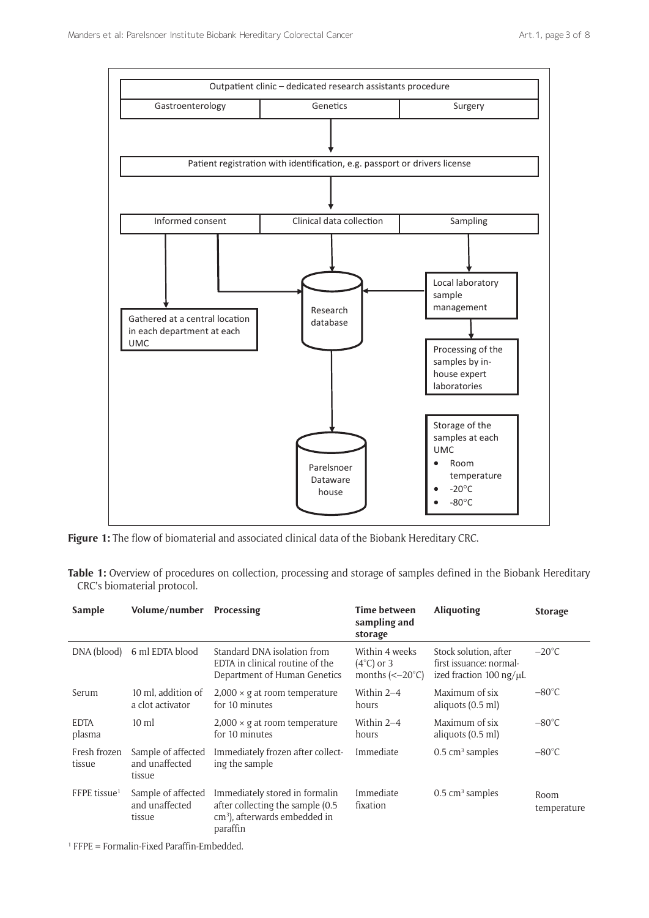**Figure 1:** The flow of biomaterial and associated clinical data of the Biobank Hereditary CRC.

**Table 1:** Overview of procedures on collection, processing and storage of samples defined in the Biobank Hereditary CRC's biomaterial protocol.

| Sample | Volume/number | Processing | Time between sampling and storage | Aliquoting | Storage |
|---|---|---|---|---|---|
| DNA (blood) | 6 ml EDTA blood | Standard DNA isolation from EDTA in clinical routine of the Department of Human Genetics | Within 4 weeks (4°C) or 3 months (<–20°C) | Stock solution, after first issuance: normalized fraction 100 ng/μL | –20°C |
| Serum | 10 ml, addition of a clot activator | 2,000 × g at room temperature for 10 minutes | Within 2–4 hours | Maximum of six aliquots (0.5 ml) | –80°C |
| EDTA plasma | 10 ml | 2,000 × g at room temperature for 10 minutes | Within 2–4 hours | Maximum of six aliquots (0.5 ml) | –80°C |
| Fresh frozen tissue | Sample of affected and unaffected tissue | Immediately frozen after collecting the sample | Immediate | 0.5 cm³ samples | –80°C |
| FFPE tissue[1] | Sample of affected and unaffected tissue | Immediately stored in formalin after collecting the sample (0.5 cm³), afterwards embedded in paraffin | Immediate fixation | 0.5 cm³ samples | Room temperature |

[1] FFPE = Formalin-Fixed Paraffin-Embedded.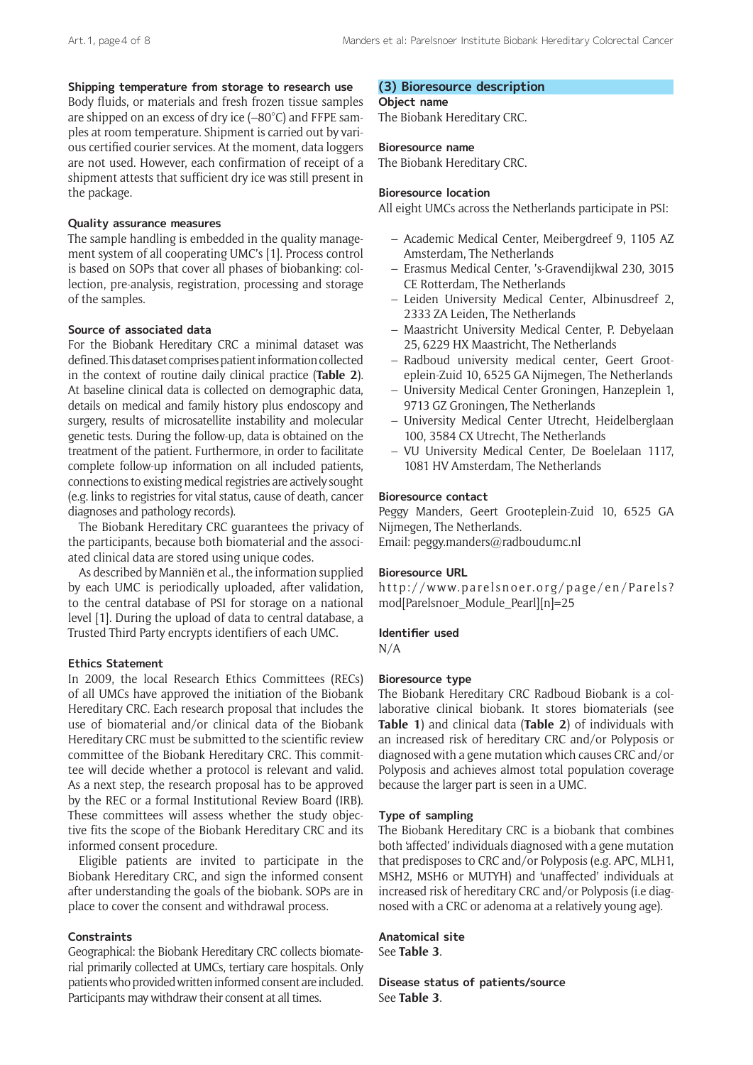### Shipping temperature from storage to research use

Body fluids, or materials and fresh frozen tissue samples are shipped on an excess of dry ice (–80°C) and FFPE samples at room temperature. Shipment is carried out by various certified courier services. At the moment, data loggers are not used. However, each confirmation of receipt of a shipment attests that sufficient dry ice was still present in the package.

### Quality assurance measures

The sample handling is embedded in the quality management system of all cooperating UMC's [1]. Process control is based on SOPs that cover all phases of biobanking: collection, pre-analysis, registration, processing and storage of the samples.

### Source of associated data

For the Biobank Hereditary CRC a minimal dataset was defined. This dataset comprises patient information collected in the context of routine daily clinical practice (**Table 2**). At baseline clinical data is collected on demographic data, details on medical and family history plus endoscopy and surgery, results of microsatellite instability and molecular genetic tests. During the follow-up, data is obtained on the treatment of the patient. Furthermore, in order to facilitate complete follow-up information on all included patients, connections to existing medical registries are actively sought (e.g. links to registries for vital status, cause of death, cancer diagnoses and pathology records).

The Biobank Hereditary CRC guarantees the privacy of the participants, because both biomaterial and the associated clinical data are stored using unique codes.

As described by Manniën et al., the information supplied by each UMC is periodically uploaded, after validation, to the central database of PSI for storage on a national level [1]. During the upload of data to central database, a Trusted Third Party encrypts identifiers of each UMC.

### Ethics Statement

In 2009, the local Research Ethics Committees (RECs) of all UMCs have approved the initiation of the Biobank Hereditary CRC. Each research proposal that includes the use of biomaterial and/or clinical data of the Biobank Hereditary CRC must be submitted to the scientific review committee of the Biobank Hereditary CRC. This committee will decide whether a protocol is relevant and valid. As a next step, the research proposal has to be approved by the REC or a formal Institutional Review Board (IRB). These committees will assess whether the study objective fits the scope of the Biobank Hereditary CRC and its informed consent procedure.

Eligible patients are invited to participate in the Biobank Hereditary CRC, and sign the informed consent after understanding the goals of the biobank. SOPs are in place to cover the consent and withdrawal process.

### Constraints

Geographical: the Biobank Hereditary CRC collects biomaterial primarily collected at UMCs, tertiary care hospitals. Only patients who provided written informed consent are included. Participants may withdraw their consent at all times.

## (3) Bioresource description

### Object name

The Biobank Hereditary CRC.

### Bioresource name

The Biobank Hereditary CRC.

### Bioresource location

All eight UMCs across the Netherlands participate in PSI:

- Academic Medical Center, Meibergdreef 9, 1105 AZ Amsterdam, The Netherlands
- Erasmus Medical Center, 's-Gravendijkwal 230, 3015 CE Rotterdam, The Netherlands
- Leiden University Medical Center, Albinusdreef 2, 2333 ZA Leiden, The Netherlands
- Maastricht University Medical Center, P. Debyelaan 25, 6229 HX Maastricht, The Netherlands
- Radboud university medical center, Geert Grooteplein-Zuid 10, 6525 GA Nijmegen, The Netherlands
- University Medical Center Groningen, Hanzeplein 1, 9713 GZ Groningen, The Netherlands
- University Medical Center Utrecht, Heidelberglaan 100, 3584 CX Utrecht, The Netherlands
- VU University Medical Center, De Boelelaan 1117, 1081 HV Amsterdam, The Netherlands

### Bioresource contact

Peggy Manders, Geert Grooteplein-Zuid 10, 6525 GA Nijmegen, The Netherlands.
Email: peggy.manders@radboudumc.nl

### Bioresource URL

http://www.parelsnoer.org/page/en/Parels?mod[Parelsnoer_Module_Pearl][n]=25

### Identifier used

N/A

### Bioresource type

The Biobank Hereditary CRC Radboud Biobank is a collaborative clinical biobank. It stores biomaterials (see **Table 1**) and clinical data (**Table 2**) of individuals with an increased risk of hereditary CRC and/or Polyposis or diagnosed with a gene mutation which causes CRC and/or Polyposis and achieves almost total population coverage because the larger part is seen in a UMC.

### Type of sampling

The Biobank Hereditary CRC is a biobank that combines both 'affected' individuals diagnosed with a gene mutation that predisposes to CRC and/or Polyposis (e.g. APC, MLH1, MSH2, MSH6 or MUTYH) and 'unaffected' individuals at increased risk of hereditary CRC and/or Polyposis (i.e diagnosed with a CRC or adenoma at a relatively young age).

### Anatomical site

See **Table 3**.

### Disease status of patients/source

See **Table 3**.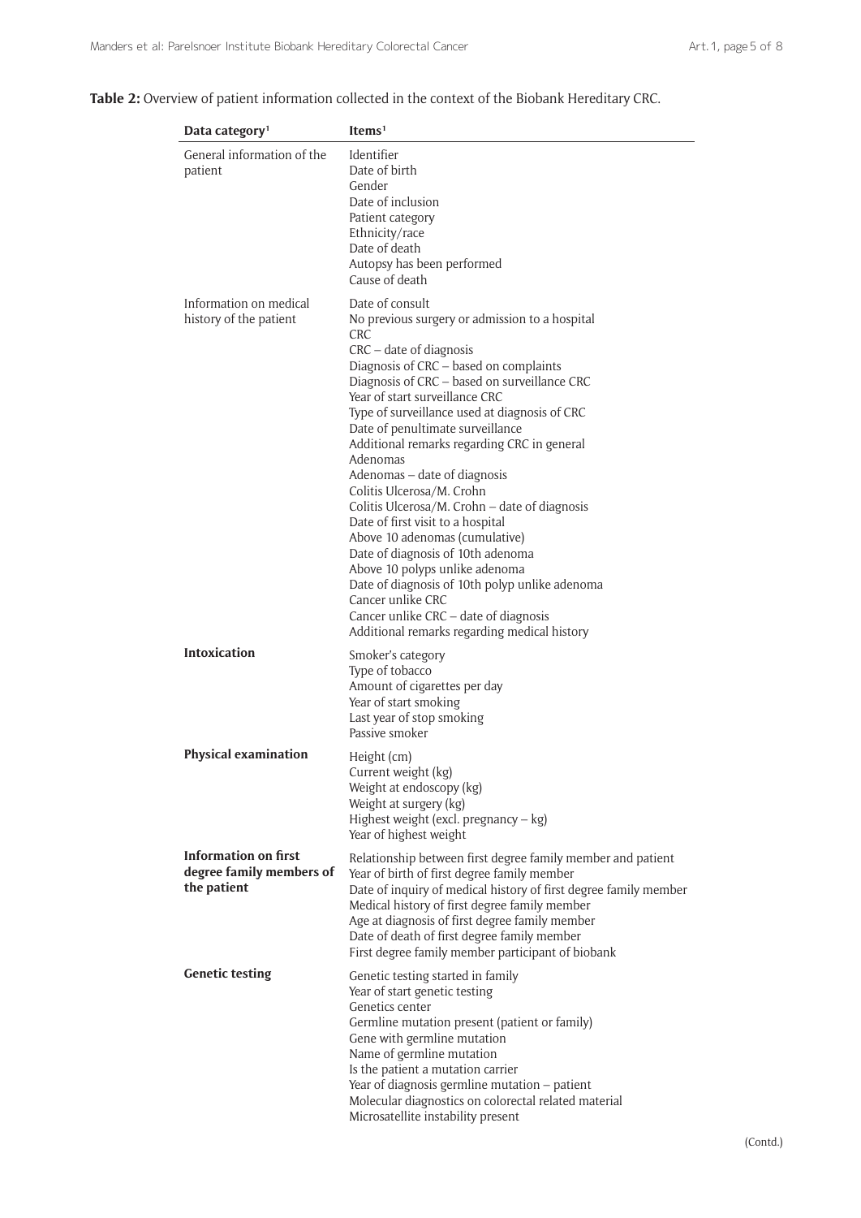**Table 2:** Overview of patient information collected in the context of the Biobank Hereditary CRC.

| Data category[1] | Items[1] |
|---|---|
| General information of the patient | Identifier<br>Date of birth<br>Gender<br>Date of inclusion<br>Patient category<br>Ethnicity/race<br>Date of death<br>Autopsy has been performed<br>Cause of death |
| Information on medical history of the patient | Date of consult<br>No previous surgery or admission to a hospital<br>CRC<br>CRC – date of diagnosis<br>Diagnosis of CRC – based on complaints<br>Diagnosis of CRC – based on surveillance CRC<br>Year of start surveillance CRC<br>Type of surveillance used at diagnosis of CRC<br>Date of penultimate surveillance<br>Additional remarks regarding CRC in general<br>Adenomas<br>Adenomas – date of diagnosis<br>Colitis Ulcerosa/M. Crohn<br>Colitis Ulcerosa/M. Crohn – date of diagnosis<br>Date of first visit to a hospital<br>Above 10 adenomas (cumulative)<br>Date of diagnosis of 10th adenoma<br>Above 10 polyps unlike adenoma<br>Date of diagnosis of 10th polyp unlike adenoma<br>Cancer unlike CRC<br>Cancer unlike CRC – date of diagnosis<br>Additional remarks regarding medical history |
| **Intoxication** | Smoker's category<br>Type of tobacco<br>Amount of cigarettes per day<br>Year of start smoking<br>Last year of stop smoking<br>Passive smoker |
| **Physical examination** | Height (cm)<br>Current weight (kg)<br>Weight at endoscopy (kg)<br>Weight at surgery (kg)<br>Highest weight (excl. pregnancy – kg)<br>Year of highest weight |
| **Information on first degree family members of the patient** | Relationship between first degree family member and patient<br>Year of birth of first degree family member<br>Date of inquiry of medical history of first degree family member<br>Medical history of first degree family member<br>Age at diagnosis of first degree family member<br>Date of death of first degree family member<br>First degree family member participant of biobank |
| **Genetic testing** | Genetic testing started in family<br>Year of start genetic testing<br>Genetics center<br>Germline mutation present (patient or family)<br>Gene with germline mutation<br>Name of germline mutation<br>Is the patient a mutation carrier<br>Year of diagnosis germline mutation – patient<br>Molecular diagnostics on colorectal related material<br>Microsatellite instability present |

(Contd.)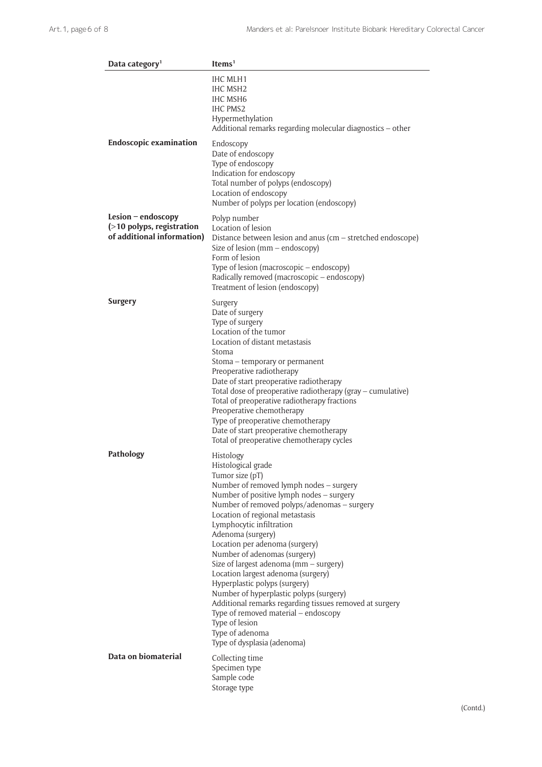| Data category[1] | Items[1] |
|---|---|
| | IHC MLH1<br>IHC MSH2<br>IHC MSH6<br>IHC PMS2<br>Hypermethylation<br>Additional remarks regarding molecular diagnostics – other |
| **Endoscopic examination** | Endoscopy<br>Date of endoscopy<br>Type of endoscopy<br>Indication for endoscopy<br>Total number of polyps (endoscopy)<br>Location of endoscopy<br>Number of polyps per location (endoscopy) |
| **Lesion – endoscopy (>10 polyps, registration of additional information)** | Polyp number<br>Location of lesion<br>Distance between lesion and anus (cm – stretched endoscope)<br>Size of lesion (mm – endoscopy)<br>Form of lesion<br>Type of lesion (macroscopic – endoscopy)<br>Radically removed (macroscopic – endoscopy)<br>Treatment of lesion (endoscopy) |
| **Surgery** | Surgery<br>Date of surgery<br>Type of surgery<br>Location of the tumor<br>Location of distant metastasis<br>Stoma<br>Stoma – temporary or permanent<br>Preoperative radiotherapy<br>Date of start preoperative radiotherapy<br>Total dose of preoperative radiotherapy (gray – cumulative)<br>Total of preoperative radiotherapy fractions<br>Preoperative chemotherapy<br>Type of preoperative chemotherapy<br>Date of start preoperative chemotherapy<br>Total of preoperative chemotherapy cycles |
| **Pathology** | Histology<br>Histological grade<br>Tumor size (pT)<br>Number of removed lymph nodes – surgery<br>Number of positive lymph nodes – surgery<br>Number of removed polyps/adenomas – surgery<br>Location of regional metastasis<br>Lymphocytic infiltration<br>Adenoma (surgery)<br>Location per adenoma (surgery)<br>Number of adenomas (surgery)<br>Size of largest adenoma (mm – surgery)<br>Location largest adenoma (surgery)<br>Hyperplastic polyps (surgery)<br>Number of hyperplastic polyps (surgery)<br>Additional remarks regarding tissues removed at surgery<br>Type of removed material – endoscopy<br>Type of lesion<br>Type of adenoma<br>Type of dysplasia (adenoma) |
| **Data on biomaterial** | Collecting time<br>Specimen type<br>Sample code<br>Storage type |

(Contd.)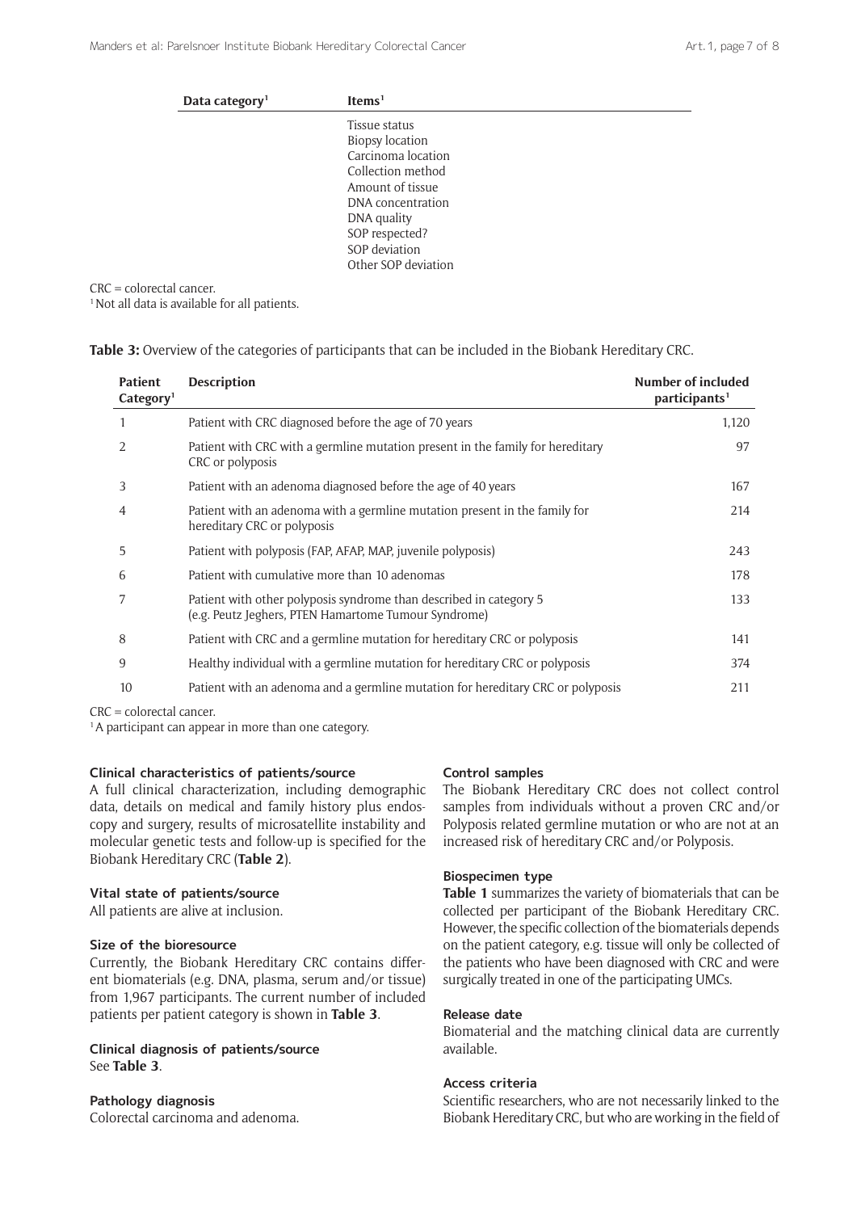| Data category[1] | Items[1] |
|---|---|
| | Tissue status |
| | Biopsy location |
| | Carcinoma location |
| | Collection method |
| | Amount of tissue |
| | DNA concentration |
| | DNA quality |
| | SOP respected? |
| | SOP deviation |
| | Other SOP deviation |

CRC = colorectal cancer.
[1] Not all data is available for all patients.

**Table 3:** Overview of the categories of participants that can be included in the Biobank Hereditary CRC.

| Patient Category[1] | Description | Number of included participants[1] |
|---|---|---|
| 1 | Patient with CRC diagnosed before the age of 70 years | 1,120 |
| 2 | Patient with CRC with a germline mutation present in the family for hereditary CRC or polyposis | 97 |
| 3 | Patient with an adenoma diagnosed before the age of 40 years | 167 |
| 4 | Patient with an adenoma with a germline mutation present in the family for hereditary CRC or polyposis | 214 |
| 5 | Patient with polyposis (FAP, AFAP, MAP, juvenile polyposis) | 243 |
| 6 | Patient with cumulative more than 10 adenomas | 178 |
| 7 | Patient with other polyposis syndrome than described in category 5 (e.g. Peutz Jeghers, PTEN Hamartome Tumour Syndrome) | 133 |
| 8 | Patient with CRC and a germline mutation for hereditary CRC or polyposis | 141 |
| 9 | Healthy individual with a germline mutation for hereditary CRC or polyposis | 374 |
| 10 | Patient with an adenoma and a germline mutation for hereditary CRC or polyposis | 211 |

CRC = colorectal cancer.
[1] A participant can appear in more than one category.

#### Clinical characteristics of patients/source

A full clinical characterization, including demographic data, details on medical and family history plus endoscopy and surgery, results of microsatellite instability and molecular genetic tests and follow-up is specified for the Biobank Hereditary CRC (**Table 2**).

#### Vital state of patients/source

All patients are alive at inclusion.

#### Size of the bioresource

Currently, the Biobank Hereditary CRC contains different biomaterials (e.g. DNA, plasma, serum and/or tissue) from 1,967 participants. The current number of included patients per patient category is shown in **Table 3**.

#### Clinical diagnosis of patients/source

See **Table 3**.

#### Pathology diagnosis

Colorectal carcinoma and adenoma.

#### Control samples

The Biobank Hereditary CRC does not collect control samples from individuals without a proven CRC and/or Polyposis related germline mutation or who are not at an increased risk of hereditary CRC and/or Polyposis.

#### Biospecimen type

**Table 1** summarizes the variety of biomaterials that can be collected per participant of the Biobank Hereditary CRC. However, the specific collection of the biomaterials depends on the patient category, e.g. tissue will only be collected of the patients who have been diagnosed with CRC and were surgically treated in one of the participating UMCs.

#### Release date

Biomaterial and the matching clinical data are currently available.

#### Access criteria

Scientific researchers, who are not necessarily linked to the Biobank Hereditary CRC, but who are working in the field of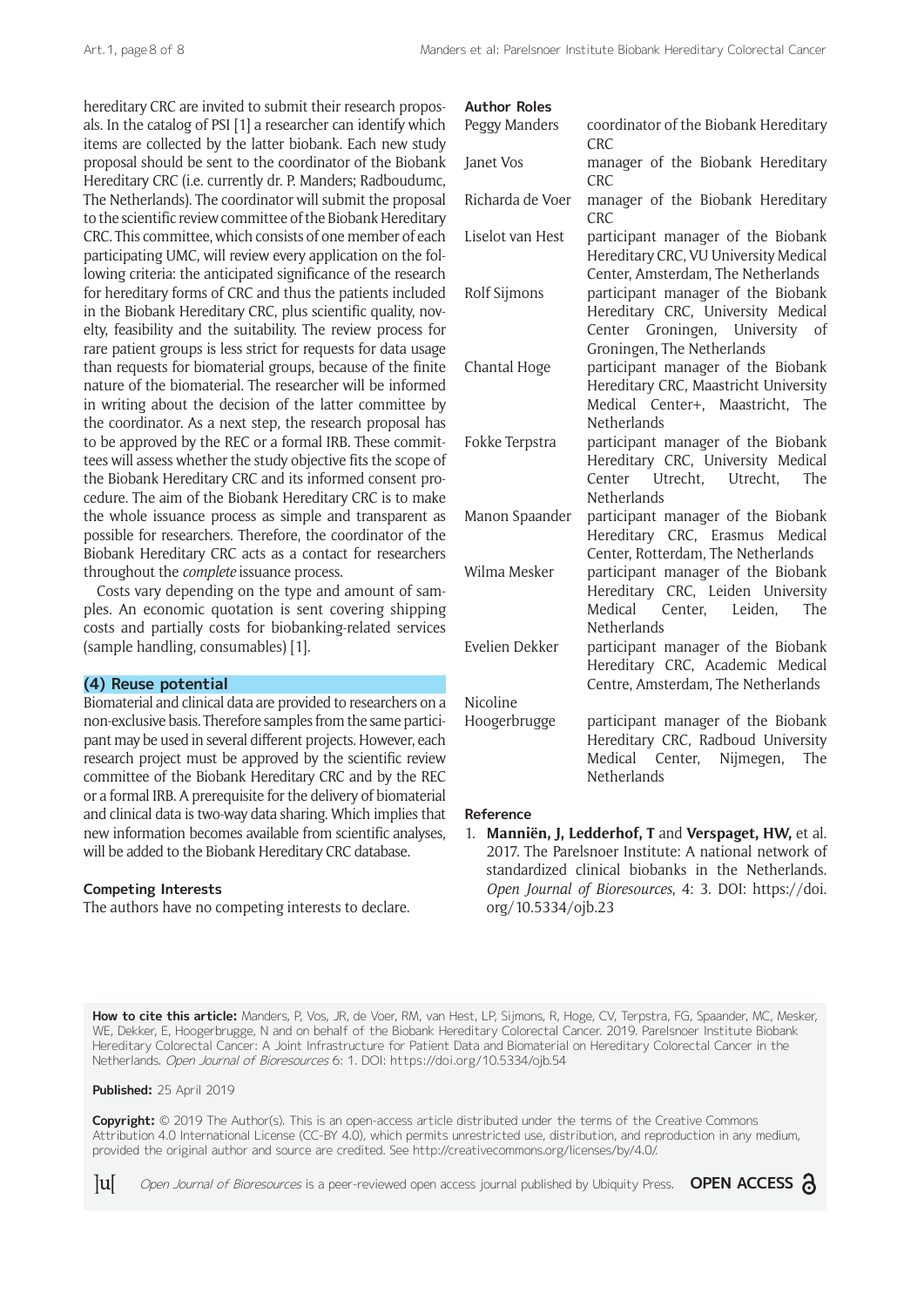hereditary CRC are invited to submit their research proposals. In the catalog of PSI [1] a researcher can identify which items are collected by the latter biobank. Each new study proposal should be sent to the coordinator of the Biobank Hereditary CRC (i.e. currently dr. P. Manders; Radboudumc, The Netherlands). The coordinator will submit the proposal to the scientific review committee of the Biobank Hereditary CRC. This committee, which consists of one member of each participating UMC, will review every application on the following criteria: the anticipated significance of the research for hereditary forms of CRC and thus the patients included in the Biobank Hereditary CRC, plus scientific quality, novelty, feasibility and the suitability. The review process for rare patient groups is less strict for requests for data usage than requests for biomaterial groups, because of the finite nature of the biomaterial. The researcher will be informed in writing about the decision of the latter committee by the coordinator. As a next step, the research proposal has to be approved by the REC or a formal IRB. These committees will assess whether the study objective fits the scope of the Biobank Hereditary CRC and its informed consent procedure. The aim of the Biobank Hereditary CRC is to make the whole issuance process as simple and transparent as possible for researchers. Therefore, the coordinator of the Biobank Hereditary CRC acts as a contact for researchers throughout the *complete* issuance process.

Costs vary depending on the type and amount of samples. An economic quotation is sent covering shipping costs and partially costs for biobanking-related services (sample handling, consumables) [1].

## (4) Reuse potential

Biomaterial and clinical data are provided to researchers on a non-exclusive basis. Therefore samples from the same participant may be used in several different projects. However, each research project must be approved by the scientific review committee of the Biobank Hereditary CRC and by the REC or a formal IRB. A prerequisite for the delivery of biomaterial and clinical data is two-way data sharing. Which implies that new information becomes available from scientific analyses, will be added to the Biobank Hereditary CRC database.

### Competing Interests

The authors have no competing interests to declare.

### Author Roles

| | |
|---|---|
| Peggy Manders | coordinator of the Biobank Hereditary CRC |
| Janet Vos | manager of the Biobank Hereditary CRC |
| Richarda de Voer | manager of the Biobank Hereditary CRC |
| Liselot van Hest | participant manager of the Biobank Hereditary CRC, VU University Medical Center, Amsterdam, The Netherlands |
| Rolf Sijmons | participant manager of the Biobank Hereditary CRC, University Medical Center Groningen, University of Groningen, The Netherlands |
| Chantal Hoge | participant manager of the Biobank Hereditary CRC, Maastricht University Medical Center+, Maastricht, The Netherlands |
| Fokke Terpstra | participant manager of the Biobank Hereditary CRC, University Medical Center Utrecht, Utrecht, The Netherlands |
| Manon Spaander | participant manager of the Biobank Hereditary CRC, Erasmus Medical Center, Rotterdam, The Netherlands |
| Wilma Mesker | participant manager of the Biobank Hereditary CRC, Leiden University Medical Center, Leiden, The Netherlands |
| Evelien Dekker | participant manager of the Biobank Hereditary CRC, Academic Medical Centre, Amsterdam, The Netherlands |
| Nicoline Hoogerbrugge | participant manager of the Biobank Hereditary CRC, Radboud University Medical Center, Nijmegen, The Netherlands |

### Reference

1. **Manniën, J, Ledderhof, T** and **Verspaget, HW,** et al. 2017. The Parelsnoer Institute: A national network of standardized clinical biobanks in the Netherlands. *Open Journal of Bioresources*, 4: 3. DOI: https://doi.org/10.5334/ojb.23

**How to cite this article:** Manders, P, Vos, JR, de Voer, RM, van Hest, LP, Sijmons, R, Hoge, CV, Terpstra, FG, Spaander, MC, Mesker, WE, Dekker, E, Hoogerbrugge, N and on behalf of the Biobank Hereditary Colorectal Cancer. 2019. Parelsnoer Institute Biobank Hereditary Colorectal Cancer: A Joint Infrastructure for Patient Data and Biomaterial on Hereditary Colorectal Cancer in the Netherlands. *Open Journal of Bioresources* 6: 1. DOI: https://doi.org/10.5334/ojb.54

**Published:** 25 April 2019

**Copyright:** © 2019 The Author(s). This is an open-access article distributed under the terms of the Creative Commons Attribution 4.0 International License (CC-BY 4.0), which permits unrestricted use, distribution, and reproduction in any medium, provided the original author and source are credited. See http://creativecommons.org/licenses/by/4.0/.

*Open Journal of Bioresources* is a peer-reviewed open access journal published by Ubiquity Press. **OPEN ACCESS**